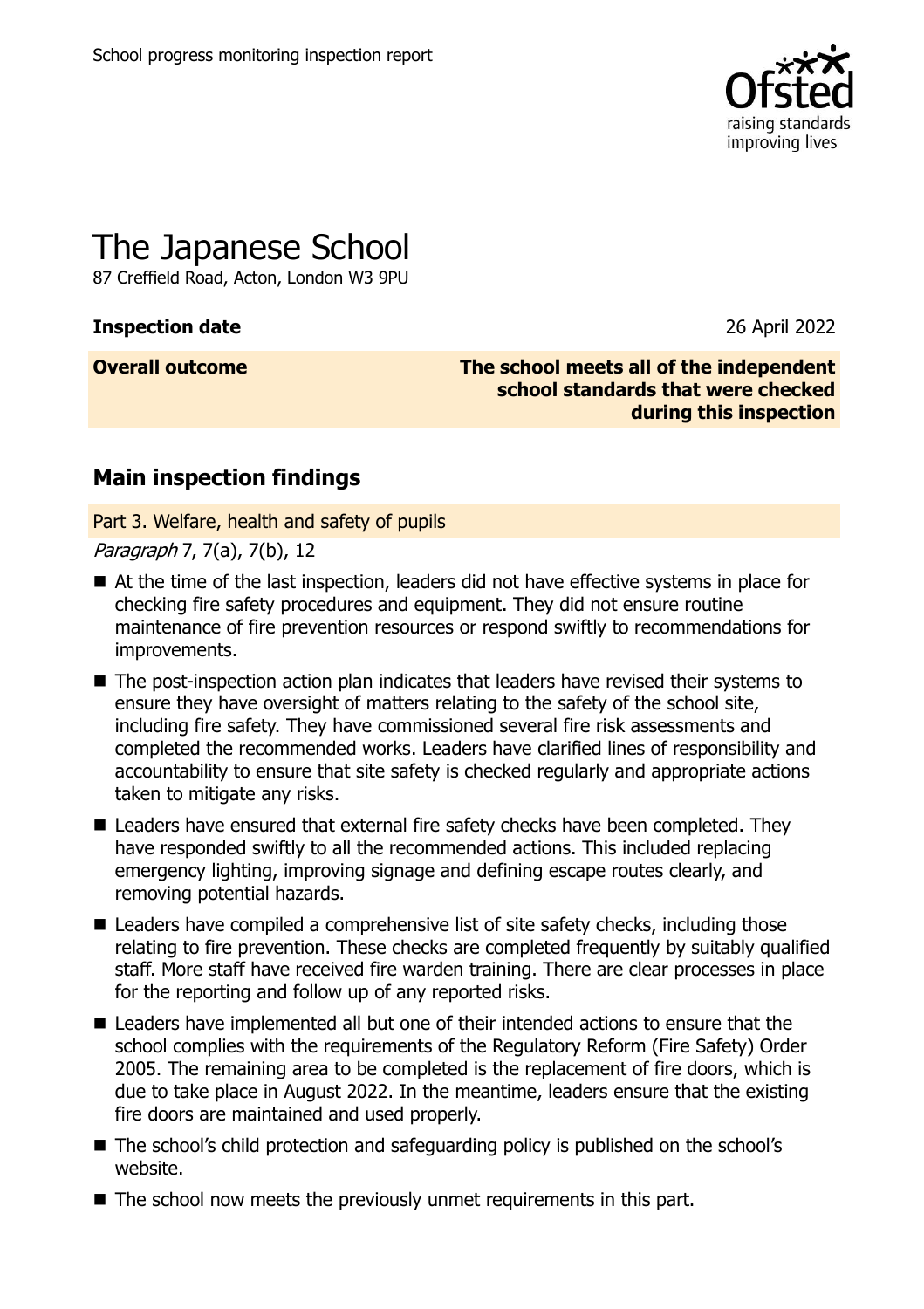School progress monitoring inspection report

# The Japanese School

87 Creffield Road, Acton, London W3 9PU

**Inspection date** 26 April 2022

**Overall outcome** **The school meets all of the independent school standards that were checked during this inspection**

## Main inspection findings

Part 3. Welfare, health and safety of pupils

*Paragraph* 7, 7(a), 7(b), 12

- At the time of the last inspection, leaders did not have effective systems in place for checking fire safety procedures and equipment. They did not ensure routine maintenance of fire prevention resources or respond swiftly to recommendations for improvements.
- The post-inspection action plan indicates that leaders have revised their systems to ensure they have oversight of matters relating to the safety of the school site, including fire safety. They have commissioned several fire risk assessments and completed the recommended works. Leaders have clarified lines of responsibility and accountability to ensure that site safety is checked regularly and appropriate actions taken to mitigate any risks.
- Leaders have ensured that external fire safety checks have been completed. They have responded swiftly to all the recommended actions. This included replacing emergency lighting, improving signage and defining escape routes clearly, and removing potential hazards.
- Leaders have compiled a comprehensive list of site safety checks, including those relating to fire prevention. These checks are completed frequently by suitably qualified staff. More staff have received fire warden training. There are clear processes in place for the reporting and follow up of any reported risks.
- Leaders have implemented all but one of their intended actions to ensure that the school complies with the requirements of the Regulatory Reform (Fire Safety) Order 2005. The remaining area to be completed is the replacement of fire doors, which is due to take place in August 2022. In the meantime, leaders ensure that the existing fire doors are maintained and used properly.
- The school's child protection and safeguarding policy is published on the school's website.
- The school now meets the previously unmet requirements in this part.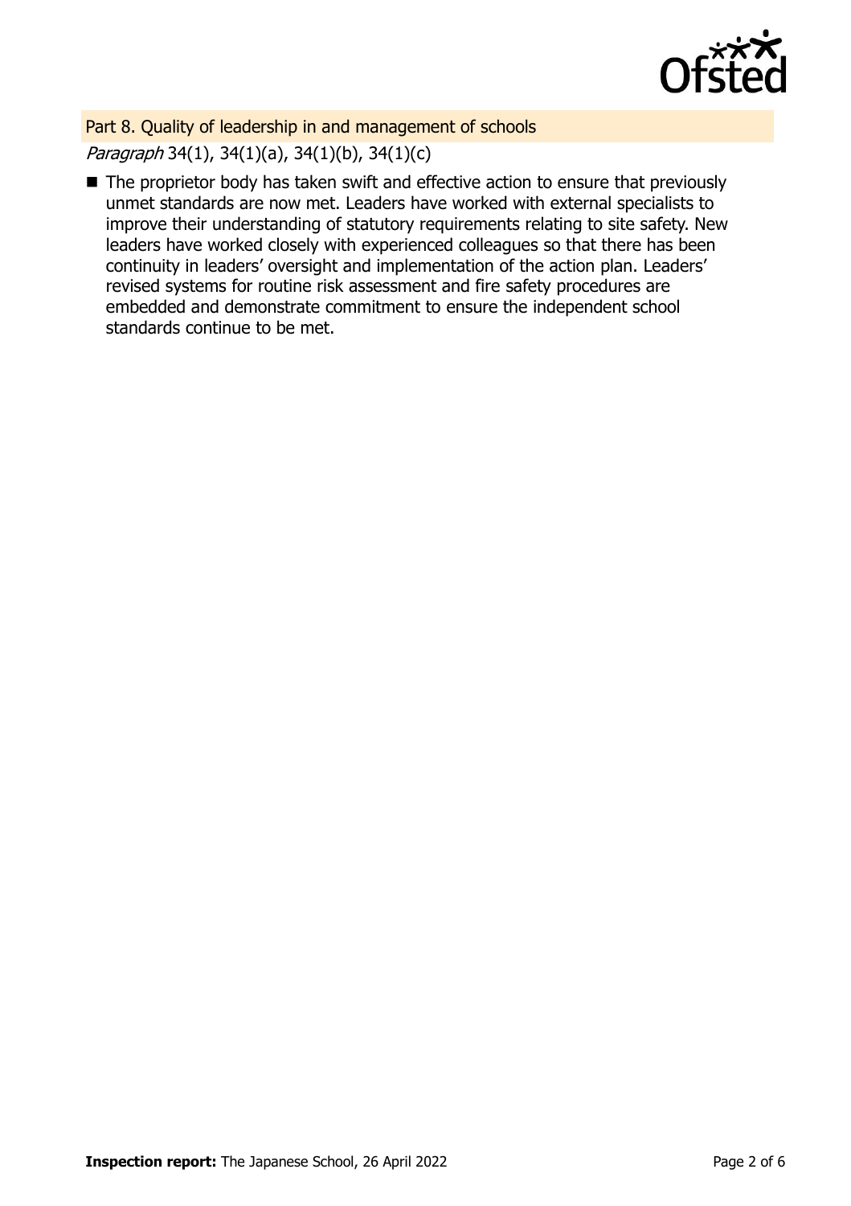## Part 8. Quality of leadership in and management of schools

*Paragraph* 34(1), 34(1)(a), 34(1)(b), 34(1)(c)

- The proprietor body has taken swift and effective action to ensure that previously unmet standards are now met. Leaders have worked with external specialists to improve their understanding of statutory requirements relating to site safety. New leaders have worked closely with experienced colleagues so that there has been continuity in leaders' oversight and implementation of the action plan. Leaders' revised systems for routine risk assessment and fire safety procedures are embedded and demonstrate commitment to ensure the independent school standards continue to be met.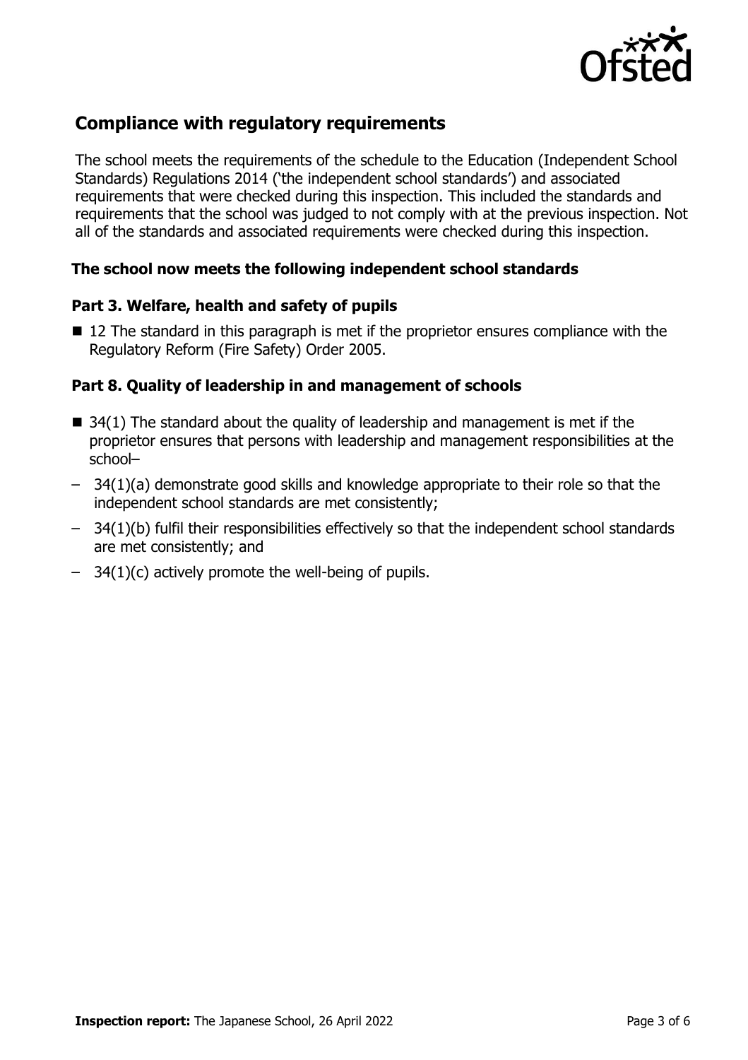## Compliance with regulatory requirements

The school meets the requirements of the schedule to the Education (Independent School Standards) Regulations 2014 ('the independent school standards') and associated requirements that were checked during this inspection. This included the standards and requirements that the school was judged to not comply with at the previous inspection. Not all of the standards and associated requirements were checked during this inspection.

### The school now meets the following independent school standards

### Part 3. Welfare, health and safety of pupils

- 12 The standard in this paragraph is met if the proprietor ensures compliance with the Regulatory Reform (Fire Safety) Order 2005.

### Part 8. Quality of leadership in and management of schools

- 34(1) The standard about the quality of leadership and management is met if the proprietor ensures that persons with leadership and management responsibilities at the school–
  - 34(1)(a) demonstrate good skills and knowledge appropriate to their role so that the independent school standards are met consistently;
  - 34(1)(b) fulfil their responsibilities effectively so that the independent school standards are met consistently; and
  - 34(1)(c) actively promote the well-being of pupils.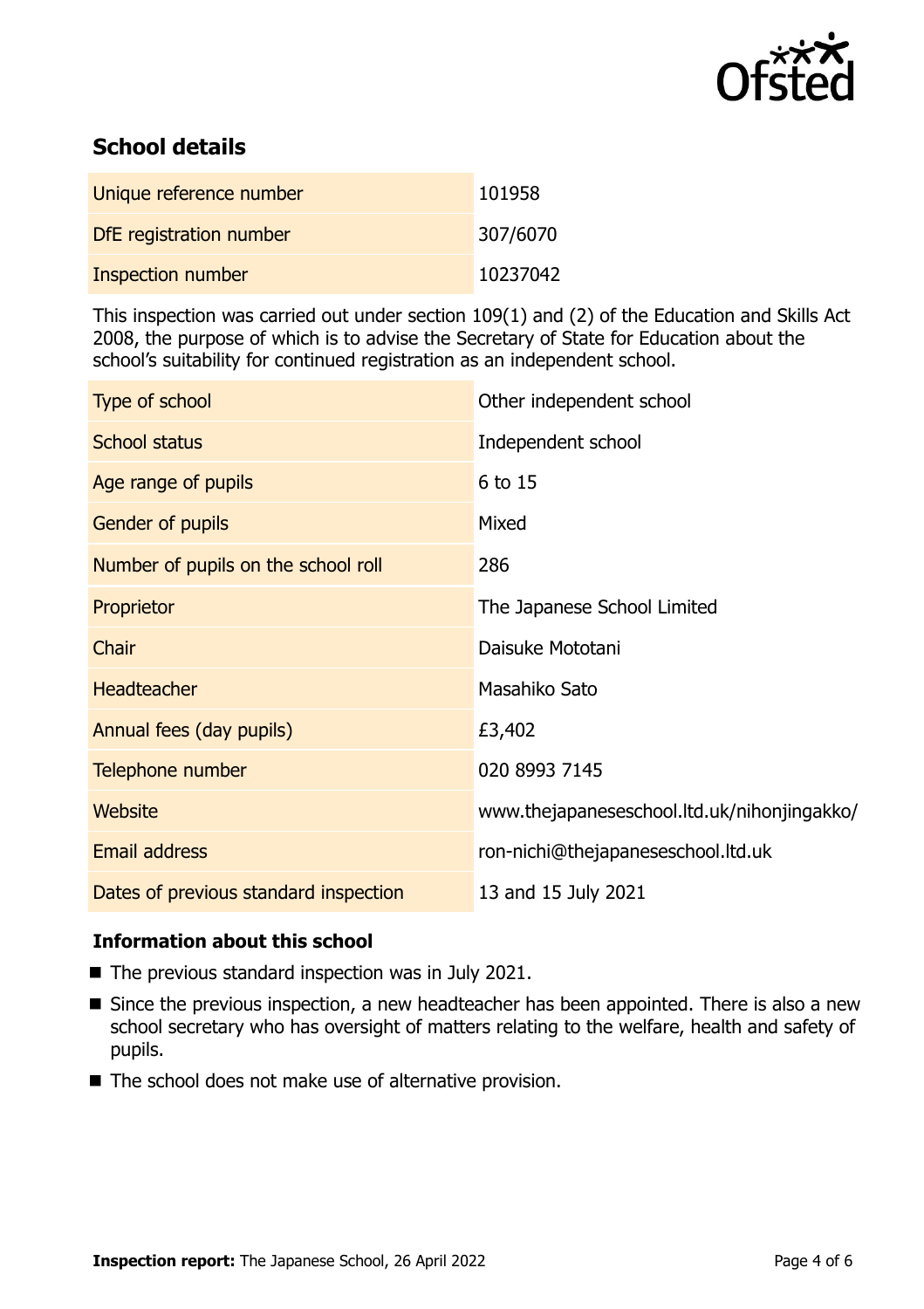## School details

| Unique reference number | 101958 |
| --- | --- |
| DfE registration number | 307/6070 |
| Inspection number | 10237042 |

This inspection was carried out under section 109(1) and (2) of the Education and Skills Act 2008, the purpose of which is to advise the Secretary of State for Education about the school's suitability for continued registration as an independent school.

| Type of school | Other independent school |
| --- | --- |
| School status | Independent school |
| Age range of pupils | 6 to 15 |
| Gender of pupils | Mixed |
| Number of pupils on the school roll | 286 |
| Proprietor | The Japanese School Limited |
| Chair | Daisuke Mototani |
| Headteacher | Masahiko Sato |
| Annual fees (day pupils) | £3,402 |
| Telephone number | 020 8993 7145 |
| Website | www.thejapaneseschool.ltd.uk/nihonjingakko/ |
| Email address | ron-nichi@thejapaneseschool.ltd.uk |
| Dates of previous standard inspection | 13 and 15 July 2021 |

### Information about this school

- The previous standard inspection was in July 2021.
- Since the previous inspection, a new headteacher has been appointed. There is also a new school secretary who has oversight of matters relating to the welfare, health and safety of pupils.
- The school does not make use of alternative provision.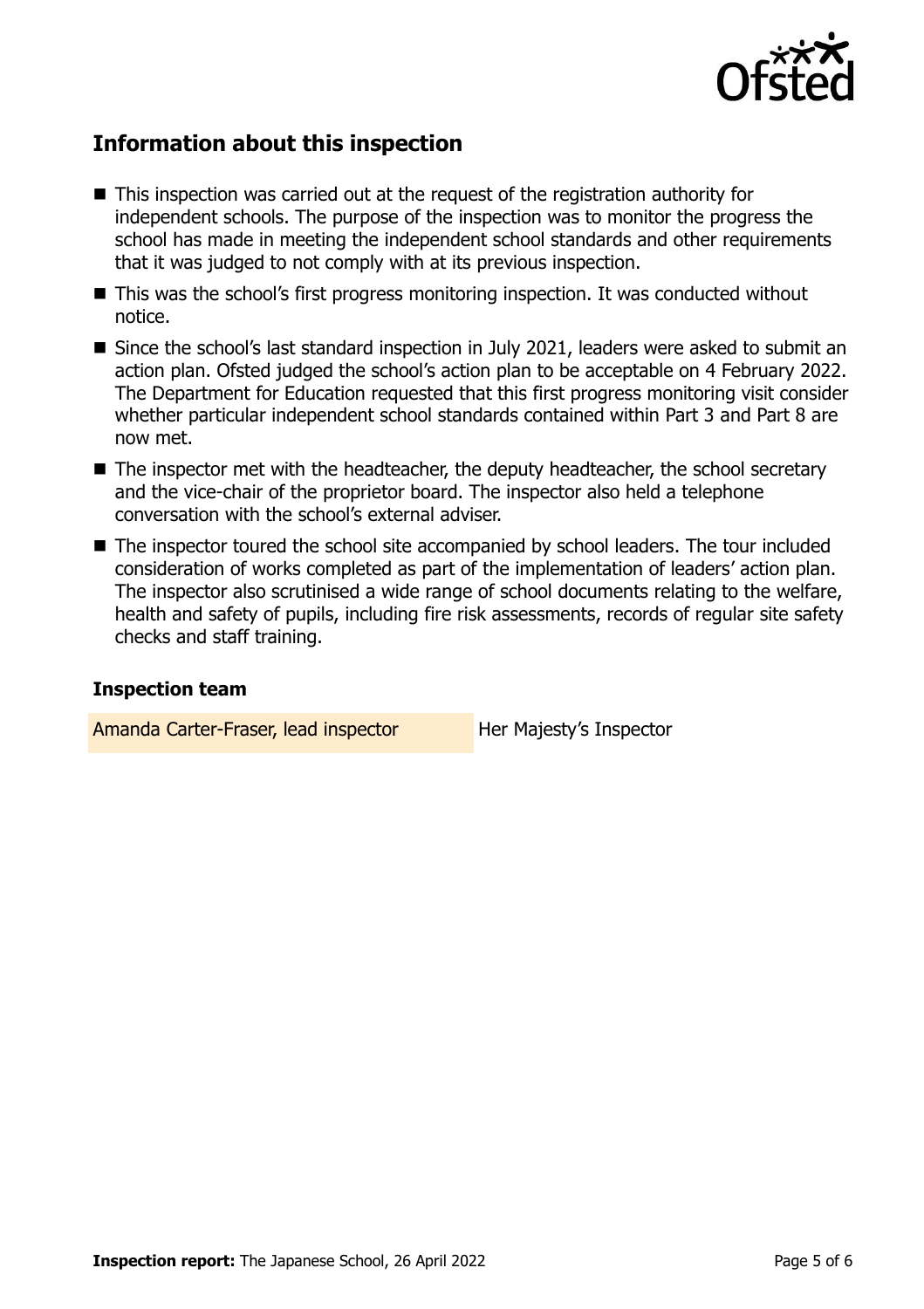## Information about this inspection

- This inspection was carried out at the request of the registration authority for independent schools. The purpose of the inspection was to monitor the progress the school has made in meeting the independent school standards and other requirements that it was judged to not comply with at its previous inspection.
- This was the school's first progress monitoring inspection. It was conducted without notice.
- Since the school's last standard inspection in July 2021, leaders were asked to submit an action plan. Ofsted judged the school's action plan to be acceptable on 4 February 2022. The Department for Education requested that this first progress monitoring visit consider whether particular independent school standards contained within Part 3 and Part 8 are now met.
- The inspector met with the headteacher, the deputy headteacher, the school secretary and the vice-chair of the proprietor board. The inspector also held a telephone conversation with the school's external adviser.
- The inspector toured the school site accompanied by school leaders. The tour included consideration of works completed as part of the implementation of leaders' action plan. The inspector also scrutinised a wide range of school documents relating to the welfare, health and safety of pupils, including fire risk assessments, records of regular site safety checks and staff training.

### Inspection team

| | |
|---|---|
| Amanda Carter-Fraser, lead inspector | Her Majesty's Inspector |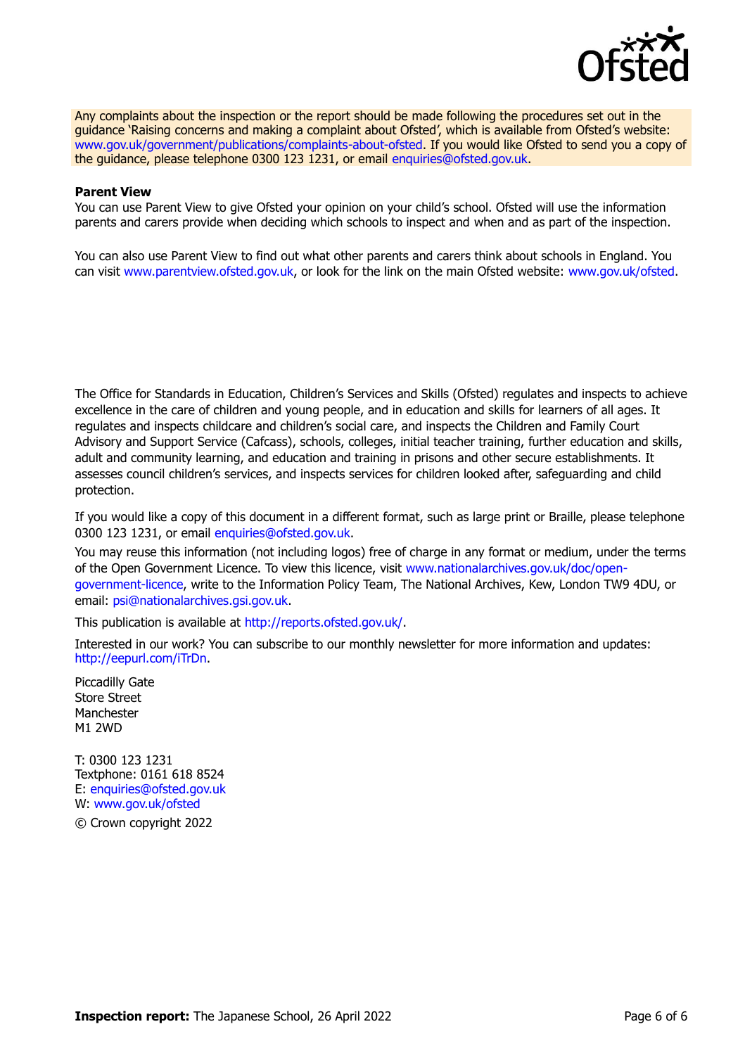Any complaints about the inspection or the report should be made following the procedures set out in the guidance 'Raising concerns and making a complaint about Ofsted', which is available from Ofsted's website: www.gov.uk/government/publications/complaints-about-ofsted. If you would like Ofsted to send you a copy of the guidance, please telephone 0300 123 1231, or email enquiries@ofsted.gov.uk.

**Parent View**

You can use Parent View to give Ofsted your opinion on your child's school. Ofsted will use the information parents and carers provide when deciding which schools to inspect and when and as part of the inspection.

You can also use Parent View to find out what other parents and carers think about schools in England. You can visit www.parentview.ofsted.gov.uk, or look for the link on the main Ofsted website: www.gov.uk/ofsted.

The Office for Standards in Education, Children's Services and Skills (Ofsted) regulates and inspects to achieve excellence in the care of children and young people, and in education and skills for learners of all ages. It regulates and inspects childcare and children's social care, and inspects the Children and Family Court Advisory and Support Service (Cafcass), schools, colleges, initial teacher training, further education and skills, adult and community learning, and education and training in prisons and other secure establishments. It assesses council children's services, and inspects services for children looked after, safeguarding and child protection.

If you would like a copy of this document in a different format, such as large print or Braille, please telephone 0300 123 1231, or email enquiries@ofsted.gov.uk.

You may reuse this information (not including logos) free of charge in any format or medium, under the terms of the Open Government Licence. To view this licence, visit www.nationalarchives.gov.uk/doc/open-government-licence, write to the Information Policy Team, The National Archives, Kew, London TW9 4DU, or email: psi@nationalarchives.gsi.gov.uk.

This publication is available at http://reports.ofsted.gov.uk/.

Interested in our work? You can subscribe to our monthly newsletter for more information and updates: http://eepurl.com/iTrDn.

Piccadilly Gate
Store Street
Manchester
M1 2WD

T: 0300 123 1231
Textphone: 0161 618 8524
E: enquiries@ofsted.gov.uk
W: www.gov.uk/ofsted

© Crown copyright 2022